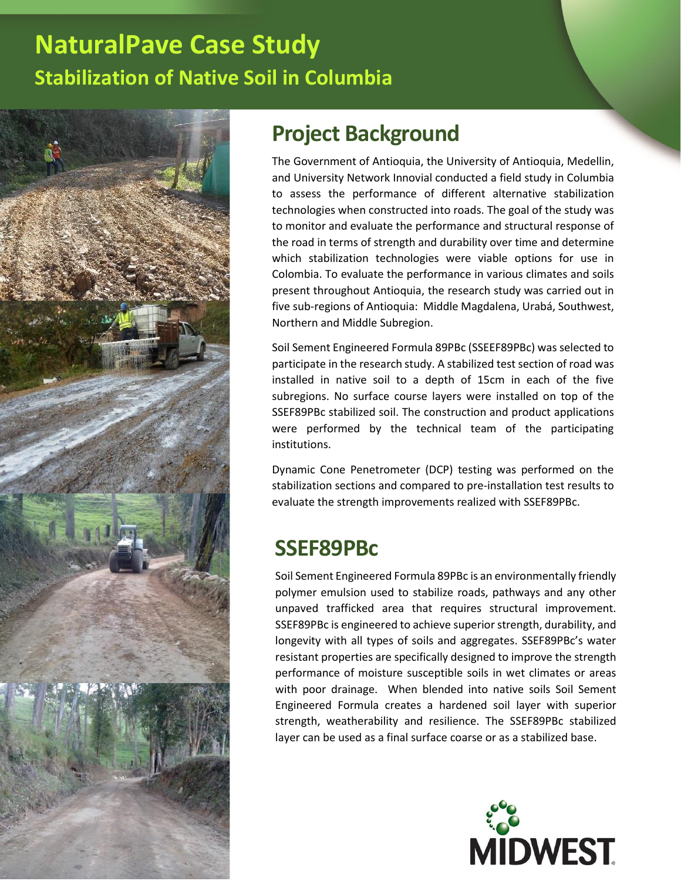# NaturalPave Case Study

## Stabilization of Native Soil in Columbia

## Project Background

The Government of Antioquia, the University of Antioquia, Medellin, and University Network Innovial conducted a field study in Columbia to assess the performance of different alternative stabilization technologies when constructed into roads. The goal of the study was to monitor and evaluate the performance and structural response of the road in terms of strength and durability over time and determine which stabilization technologies were viable options for use in Colombia. To evaluate the performance in various climates and soils present throughout Antioquia, the research study was carried out in five sub-regions of Antioquia: Middle Magdalena, Urabá, Southwest, Northern and Middle Subregion.

Soil Sement Engineered Formula 89PBc (SSEF89PBc) was selected to participate in the research study. A stabilized test section of road was installed in native soil to a depth of 15cm in each of the five subregions. No surface course layers were installed on top of the SSEF89PBc stabilized soil. The construction and product applications were performed by the technical team of the participating institutions.

Dynamic Cone Penetrometer (DCP) testing was performed on the stabilization sections and compared to pre-installation test results to evaluate the strength improvements realized with SSEF89PBc.

## SSEF89PBc

Soil Sement Engineered Formula 89PBc is an environmentally friendly polymer emulsion used to stabilize roads, pathways and any other unpaved trafficked area that requires structural improvement. SSEF89PBc is engineered to achieve superior strength, durability, and longevity with all types of soils and aggregates. SSEF89PBc's water resistant properties are specifically designed to improve the strength performance of moisture susceptible soils in wet climates or areas with poor drainage. When blended into native soils Soil Sement Engineered Formula creates a hardened soil layer with superior strength, weatherability and resilience. The SSEF89PBc stabilized layer can be used as a final surface coarse or as a stabilized base.

MIDWEST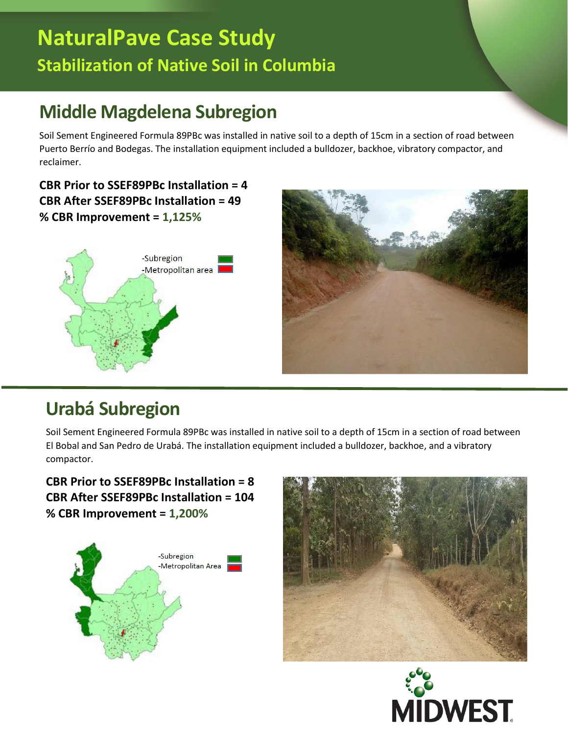# NaturalPave Case Study

## Stabilization of Native Soil in Columbia

## Middle Magdelena Subregion

Soil Sement Engineered Formula 89PBc was installed in native soil to a depth of 15cm in a section of road between Puerto Berrío and Bodegas. The installation equipment included a bulldozer, backhoe, vibratory compactor, and reclaimer.

**CBR Prior to SSEF89PBc Installation = 4**
**CBR After SSEF89PBc Installation = 49**
**% CBR Improvement = 1,125%**

-Subregion
-Metropolitan area

## Urabá Subregion

Soil Sement Engineered Formula 89PBc was installed in native soil to a depth of 15cm in a section of road between El Bobal and San Pedro de Urabá. The installation equipment included a bulldozer, backhoe, and a vibratory compactor.

**CBR Prior to SSEF89PBc Installation = 8**
**CBR After SSEF89PBc Installation = 104**
**% CBR Improvement = 1,200%**

-Subregion
-Metropolitan Area

MIDWEST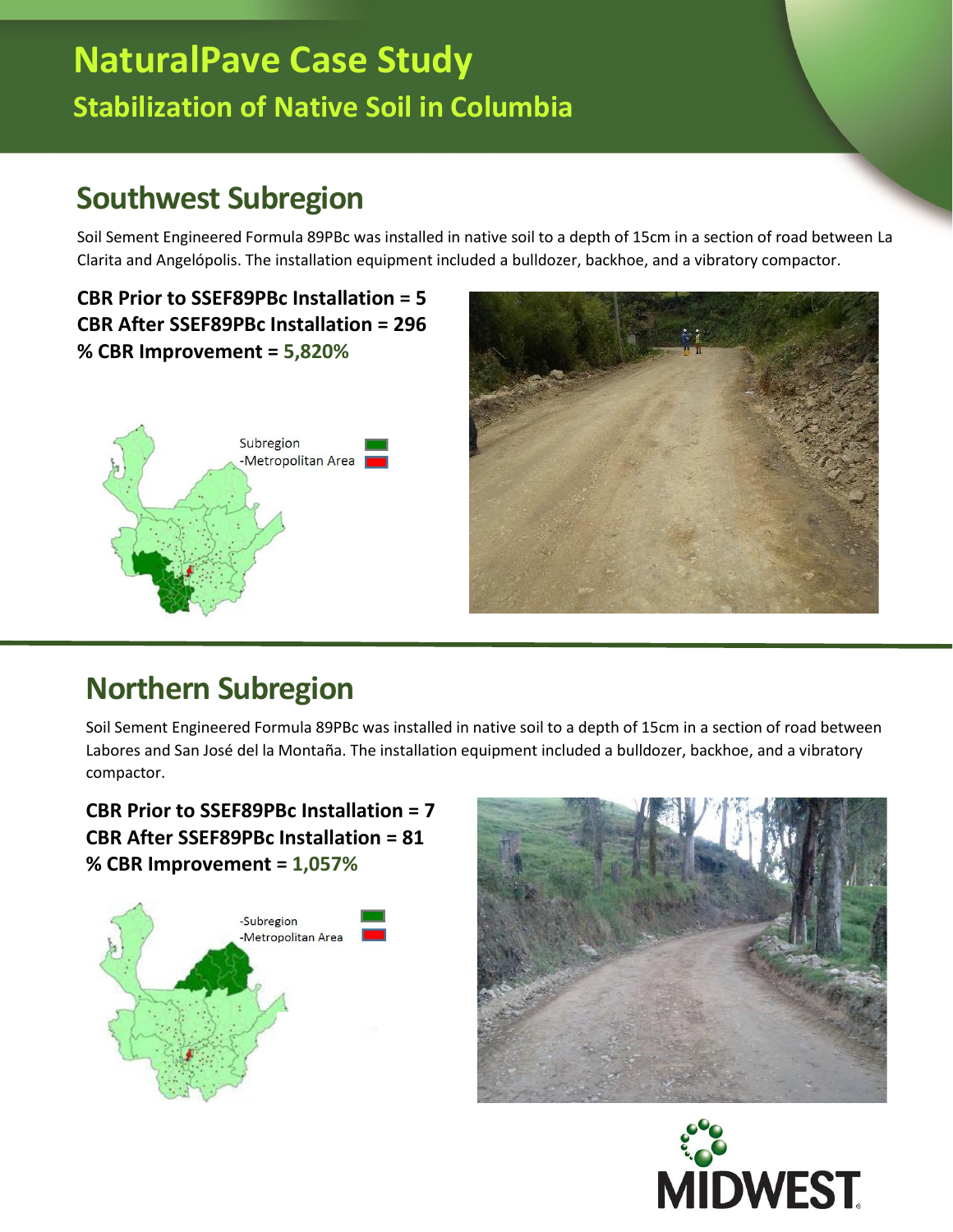# NaturalPave Case Study

## Stabilization of Native Soil in Columbia

## Southwest Subregion

Soil Sement Engineered Formula 89PBc was installed in native soil to a depth of 15cm in a section of road between La Clarita and Angelópolis. The installation equipment included a bulldozer, backhoe, and a vibratory compactor.

**CBR Prior to SSEF89PBc Installation = 5**
**CBR After SSEF89PBc Installation = 296**
**% CBR Improvement = 5,820%**

Subregion
-Metropolitan Area

## Northern Subregion

Soil Sement Engineered Formula 89PBc was installed in native soil to a depth of 15cm in a section of road between Labores and San José del la Montaña. The installation equipment included a bulldozer, backhoe, and a vibratory compactor.

**CBR Prior to SSEF89PBc Installation = 7**
**CBR After SSEF89PBc Installation = 81**
**% CBR Improvement = 1,057%**

-Subregion
-Metropolitan Area

MIDWEST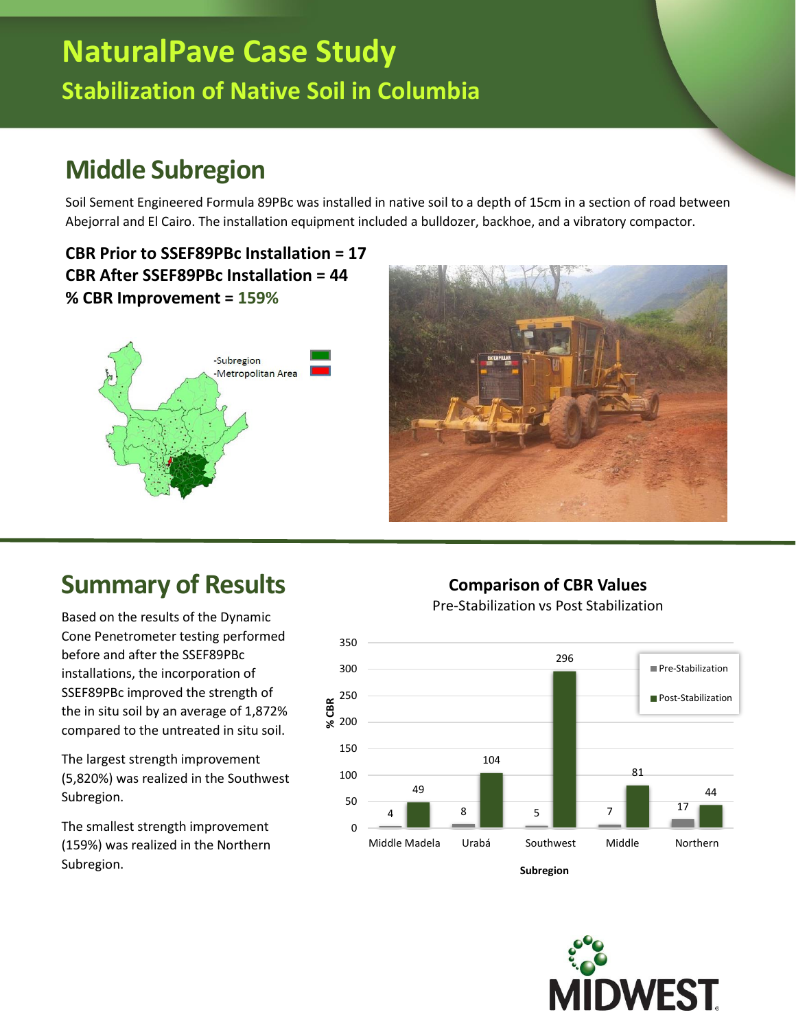# NaturalPave Case Study

## Stabilization of Native Soil in Columbia

## Middle Subregion

Soil Sement Engineered Formula 89PBc was installed in native soil to a depth of 15cm in a section of road between Abejorral and El Cairo. The installation equipment included a bulldozer, backhoe, and a vibratory compactor.

**CBR Prior to SSEF89PBc Installation = 17**
**CBR After SSEF89PBc Installation = 44**
**% CBR Improvement = 159%**

-Subregion
-Metropolitan Area

## Summary of Results

Based on the results of the Dynamic Cone Penetrometer testing performed before and after the SSEF89PBc installations, the incorporation of SSEF89PBc improved the strength of the in situ soil by an average of 1,872% compared to the untreated in situ soil.

The largest strength improvement (5,820%) was realized in the Southwest Subregion.

The smallest strength improvement (159%) was realized in the Northern Subregion.

**Comparison of CBR Values**
Pre-Stabilization vs Post Stabilization

% CBR
350
300
250
200
150
100
50
0

Middle Madela 4 49
Urabá 8 104
Southwest 5 296
Middle 7 81
Northern 17 44

Subregion

Pre-Stabilization
Post-Stabilization

MIDWEST